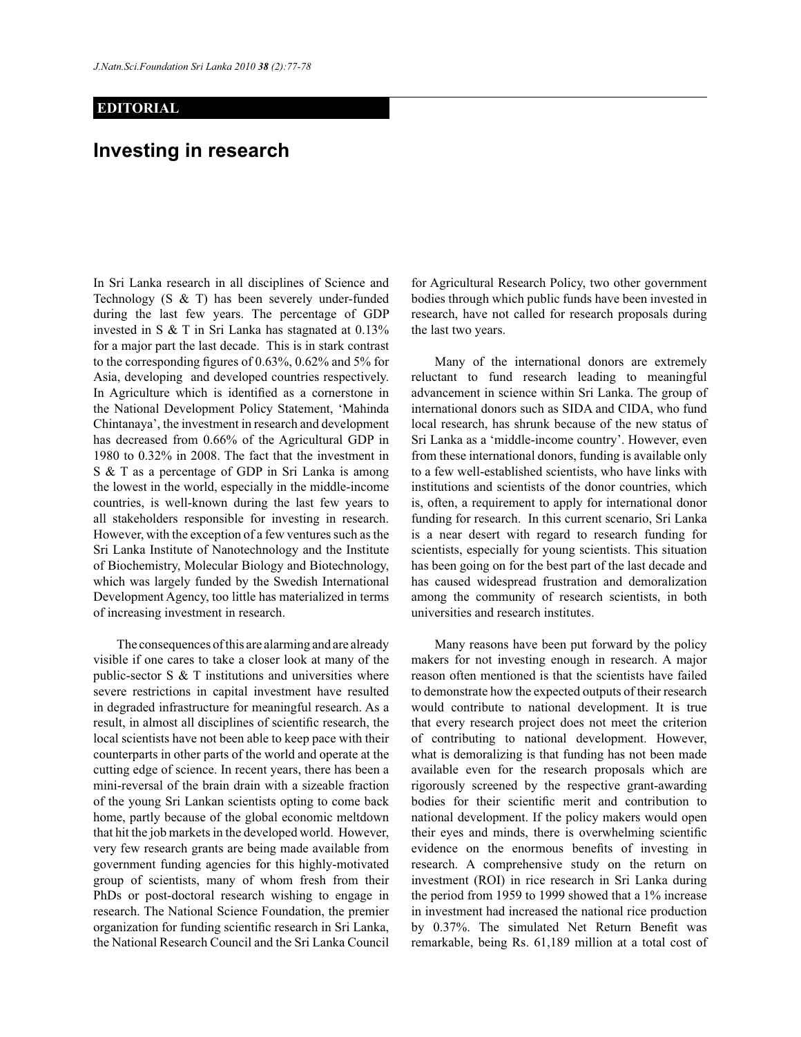**EDITORIAL**

# Investing in research

In Sri Lanka research in all disciplines of Science and Technology (S & T) has been severely under-funded during the last few years. The percentage of GDP invested in S & T in Sri Lanka has stagnated at 0.13% for a major part the last decade. This is in stark contrast to the corresponding figures of 0.63%, 0.62% and 5% for Asia, developing and developed countries respectively. In Agriculture which is identified as a cornerstone in the National Development Policy Statement, 'Mahinda Chintanaya', the investment in research and development has decreased from 0.66% of the Agricultural GDP in 1980 to 0.32% in 2008. The fact that the investment in S & T as a percentage of GDP in Sri Lanka is among the lowest in the world, especially in the middle-income countries, is well-known during the last few years to all stakeholders responsible for investing in research. However, with the exception of a few ventures such as the Sri Lanka Institute of Nanotechnology and the Institute of Biochemistry, Molecular Biology and Biotechnology, which was largely funded by the Swedish International Development Agency, too little has materialized in terms of increasing investment in research.

The consequences of this are alarming and are already visible if one cares to take a closer look at many of the public-sector S & T institutions and universities where severe restrictions in capital investment have resulted in degraded infrastructure for meaningful research. As a result, in almost all disciplines of scientific research, the local scientists have not been able to keep pace with their counterparts in other parts of the world and operate at the cutting edge of science. In recent years, there has been a mini-reversal of the brain drain with a sizeable fraction of the young Sri Lankan scientists opting to come back home, partly because of the global economic meltdown that hit the job markets in the developed world. However, very few research grants are being made available from government funding agencies for this highly-motivated group of scientists, many of whom fresh from their PhDs or post-doctoral research wishing to engage in research. The National Science Foundation, the premier organization for funding scientific research in Sri Lanka, the National Research Council and the Sri Lanka Council for Agricultural Research Policy, two other government bodies through which public funds have been invested in research, have not called for research proposals during the last two years.

Many of the international donors are extremely reluctant to fund research leading to meaningful advancement in science within Sri Lanka. The group of international donors such as SIDA and CIDA, who fund local research, has shrunk because of the new status of Sri Lanka as a 'middle-income country'. However, even from these international donors, funding is available only to a few well-established scientists, who have links with institutions and scientists of the donor countries, which is, often, a requirement to apply for international donor funding for research. In this current scenario, Sri Lanka is a near desert with regard to research funding for scientists, especially for young scientists. This situation has been going on for the best part of the last decade and has caused widespread frustration and demoralization among the community of research scientists, in both universities and research institutes.

Many reasons have been put forward by the policy makers for not investing enough in research. A major reason often mentioned is that the scientists have failed to demonstrate how the expected outputs of their research would contribute to national development. It is true that every research project does not meet the criterion of contributing to national development. However, what is demoralizing is that funding has not been made available even for the research proposals which are rigorously screened by the respective grant-awarding bodies for their scientific merit and contribution to national development. If the policy makers would open their eyes and minds, there is overwhelming scientific evidence on the enormous benefits of investing in research. A comprehensive study on the return on investment (ROI) in rice research in Sri Lanka during the period from 1959 to 1999 showed that a 1% increase in investment had increased the national rice production by 0.37%. The simulated Net Return Benefit was remarkable, being Rs. 61,189 million at a total cost of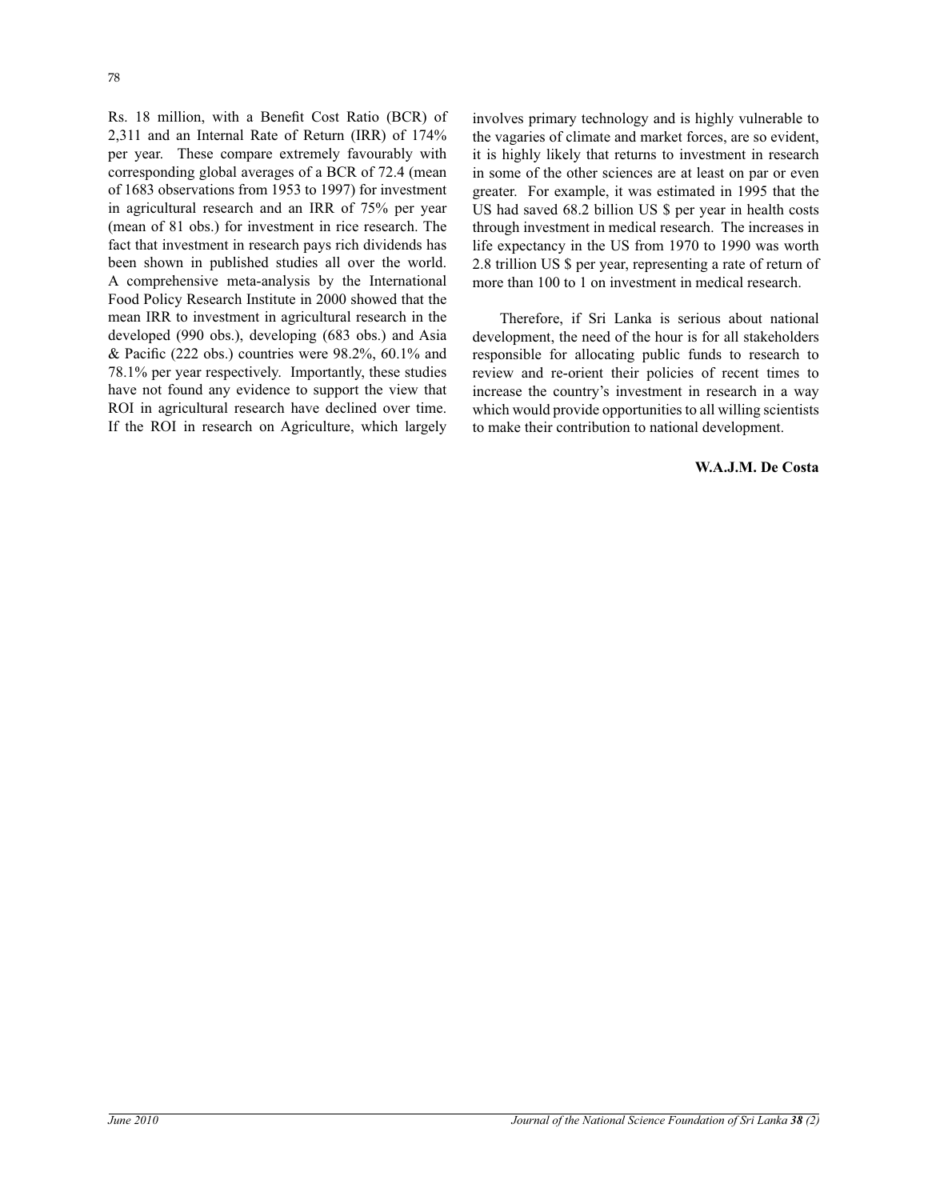Rs. 18 million, with a Benefit Cost Ratio (BCR) of 2,311 and an Internal Rate of Return (IRR) of 174% per year. These compare extremely favourably with corresponding global averages of a BCR of 72.4 (mean of 1683 observations from 1953 to 1997) for investment in agricultural research and an IRR of 75% per year (mean of 81 obs.) for investment in rice research. The fact that investment in research pays rich dividends has been shown in published studies all over the world. A comprehensive meta-analysis by the International Food Policy Research Institute in 2000 showed that the mean IRR to investment in agricultural research in the developed (990 obs.), developing (683 obs.) and Asia & Pacific (222 obs.) countries were 98.2%, 60.1% and 78.1% per year respectively. Importantly, these studies have not found any evidence to support the view that ROI in agricultural research have declined over time. If the ROI in research on Agriculture, which largely involves primary technology and is highly vulnerable to the vagaries of climate and market forces, are so evident, it is highly likely that returns to investment in research in some of the other sciences are at least on par or even greater. For example, it was estimated in 1995 that the US had saved 68.2 billion US $ per year in health costs through investment in medical research. The increases in life expectancy in the US from 1970 to 1990 was worth 2.8 trillion US $ per year, representing a rate of return of more than 100 to 1 on investment in medical research.

Therefore, if Sri Lanka is serious about national development, the need of the hour is for all stakeholders responsible for allocating public funds to research to review and re-orient their policies of recent times to increase the country's investment in research in a way which would provide opportunities to all willing scientists to make their contribution to national development.

**W.A.J.M. De Costa**